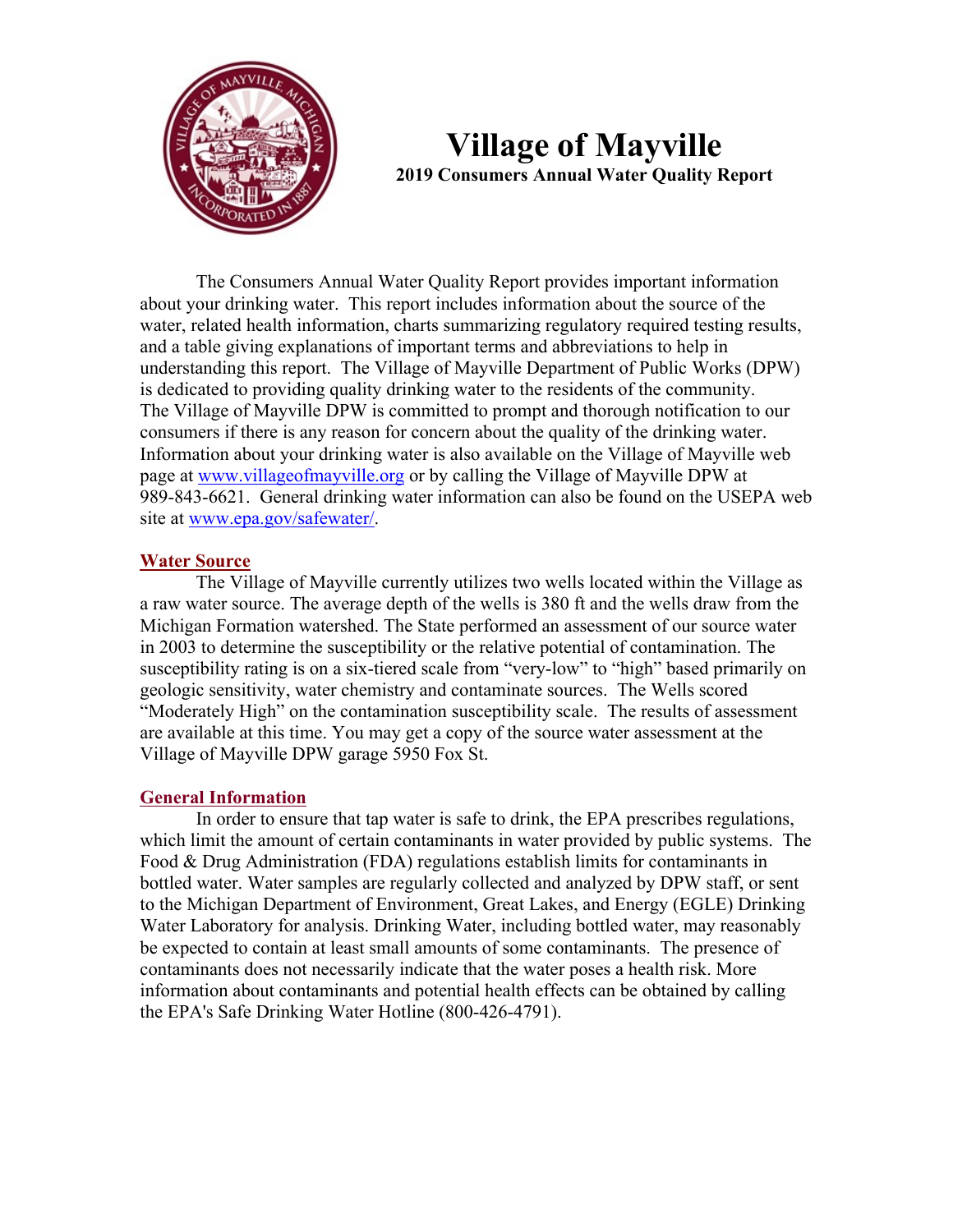# Village of Mayville

**2019 Consumers Annual Water Quality Report**

The Consumers Annual Water Quality Report provides important information about your drinking water. This report includes information about the source of the water, related health information, charts summarizing regulatory required testing results, and a table giving explanations of important terms and abbreviations to help in understanding this report. The Village of Mayville Department of Public Works (DPW) is dedicated to providing quality drinking water to the residents of the community. The Village of Mayville DPW is committed to prompt and thorough notification to our consumers if there is any reason for concern about the quality of the drinking water. Information about your drinking water is also available on the Village of Mayville web page at [www.villageofmayville.org](http://www.villageofmayville.org) or by calling the Village of Mayville DPW at 989-843-6621. General drinking water information can also be found on the USEPA web site at [www.epa.gov/safewater/](http://www.epa.gov/safewater/).

## Water Source

The Village of Mayville currently utilizes two wells located within the Village as a raw water source. The average depth of the wells is 380 ft and the wells draw from the Michigan Formation watershed. The State performed an assessment of our source water in 2003 to determine the susceptibility or the relative potential of contamination. The susceptibility rating is on a six-tiered scale from "very-low" to "high" based primarily on geologic sensitivity, water chemistry and contaminate sources. The Wells scored "Moderately High" on the contamination susceptibility scale. The results of assessment are available at this time. You may get a copy of the source water assessment at the Village of Mayville DPW garage 5950 Fox St.

## General Information

In order to ensure that tap water is safe to drink, the EPA prescribes regulations, which limit the amount of certain contaminants in water provided by public systems. The Food & Drug Administration (FDA) regulations establish limits for contaminants in bottled water. Water samples are regularly collected and analyzed by DPW staff, or sent to the Michigan Department of Environment, Great Lakes, and Energy (EGLE) Drinking Water Laboratory for analysis. Drinking Water, including bottled water, may reasonably be expected to contain at least small amounts of some contaminants. The presence of contaminants does not necessarily indicate that the water poses a health risk. More information about contaminants and potential health effects can be obtained by calling the EPA's Safe Drinking Water Hotline (800-426-4791).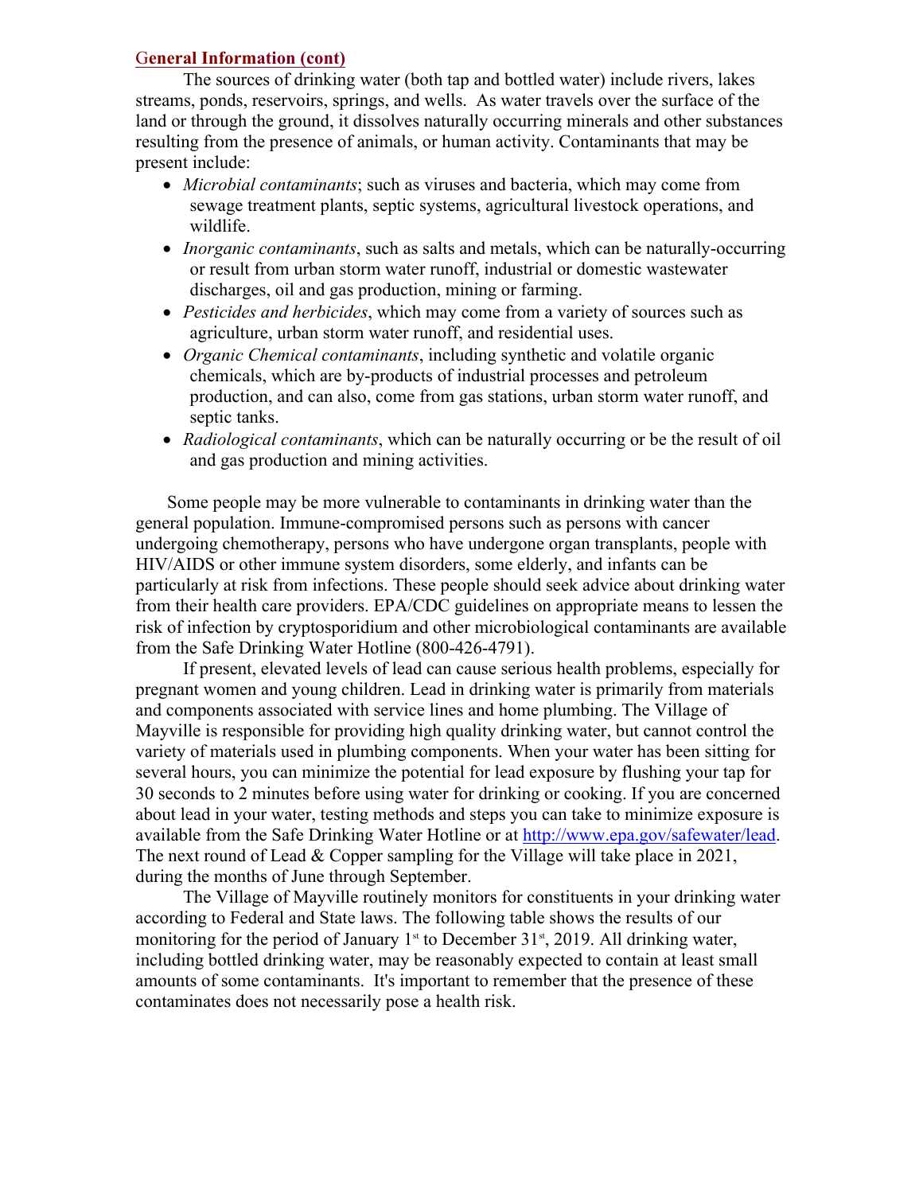## General Information (cont)

The sources of drinking water (both tap and bottled water) include rivers, lakes streams, ponds, reservoirs, springs, and wells. As water travels over the surface of the land or through the ground, it dissolves naturally occurring minerals and other substances resulting from the presence of animals, or human activity. Contaminants that may be present include:

- *Microbial contaminants*; such as viruses and bacteria, which may come from sewage treatment plants, septic systems, agricultural livestock operations, and wildlife.
- *Inorganic contaminants*, such as salts and metals, which can be naturally-occurring or result from urban storm water runoff, industrial or domestic wastewater discharges, oil and gas production, mining or farming.
- *Pesticides and herbicides*, which may come from a variety of sources such as agriculture, urban storm water runoff, and residential uses.
- *Organic Chemical contaminants*, including synthetic and volatile organic chemicals, which are by-products of industrial processes and petroleum production, and can also, come from gas stations, urban storm water runoff, and septic tanks.
- *Radiological contaminants*, which can be naturally occurring or be the result of oil and gas production and mining activities.

Some people may be more vulnerable to contaminants in drinking water than the general population. Immune-compromised persons such as persons with cancer undergoing chemotherapy, persons who have undergone organ transplants, people with HIV/AIDS or other immune system disorders, some elderly, and infants can be particularly at risk from infections. These people should seek advice about drinking water from their health care providers. EPA/CDC guidelines on appropriate means to lessen the risk of infection by cryptosporidium and other microbiological contaminants are available from the Safe Drinking Water Hotline (800-426-4791).

If present, elevated levels of lead can cause serious health problems, especially for pregnant women and young children. Lead in drinking water is primarily from materials and components associated with service lines and home plumbing. The Village of Mayville is responsible for providing high quality drinking water, but cannot control the variety of materials used in plumbing components. When your water has been sitting for several hours, you can minimize the potential for lead exposure by flushing your tap for 30 seconds to 2 minutes before using water for drinking or cooking. If you are concerned about lead in your water, testing methods and steps you can take to minimize exposure is available from the Safe Drinking Water Hotline or at http://www.epa.gov/safewater/lead. The next round of Lead & Copper sampling for the Village will take place in 2021, during the months of June through September.

The Village of Mayville routinely monitors for constituents in your drinking water according to Federal and State laws. The following table shows the results of our monitoring for the period of January 1st to December 31st, 2019. All drinking water, including bottled drinking water, may be reasonably expected to contain at least small amounts of some contaminants. It's important to remember that the presence of these contaminates does not necessarily pose a health risk.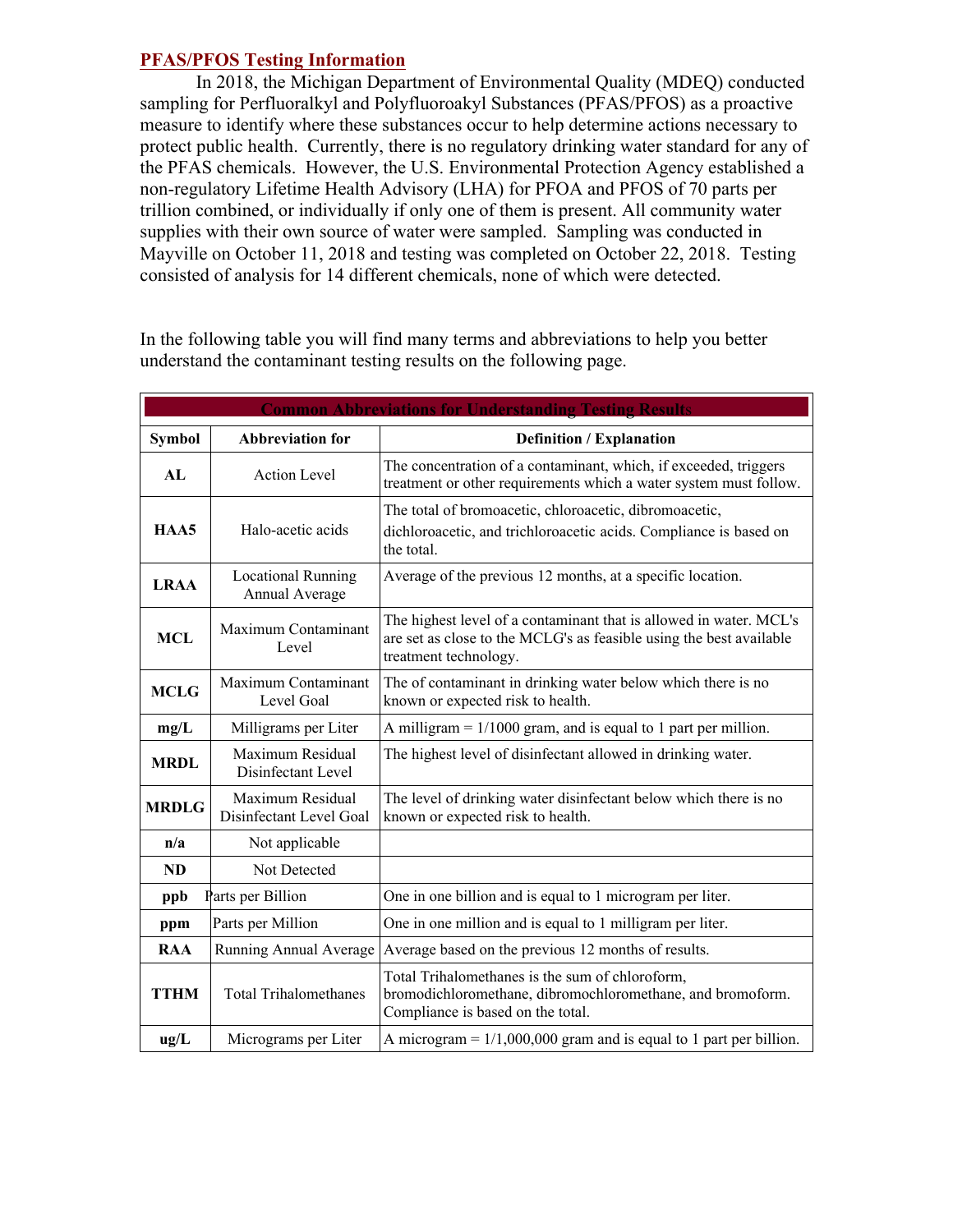## PFAS/PFOS Testing Information

In 2018, the Michigan Department of Environmental Quality (MDEQ) conducted sampling for Perfluoralkyl and Polyfluoroakyl Substances (PFAS/PFOS) as a proactive measure to identify where these substances occur to help determine actions necessary to protect public health. Currently, there is no regulatory drinking water standard for any of the PFAS chemicals. However, the U.S. Environmental Protection Agency established a non-regulatory Lifetime Health Advisory (LHA) for PFOA and PFOS of 70 parts per trillion combined, or individually if only one of them is present. All community water supplies with their own source of water were sampled. Sampling was conducted in Mayville on October 11, 2018 and testing was completed on October 22, 2018. Testing consisted of analysis for 14 different chemicals, none of which were detected.

In the following table you will find many terms and abbreviations to help you better understand the contaminant testing results on the following page.

| Common Abbreviations for Understanding Testing Results | | |
|---|---|---|
| **Symbol** | **Abbreviation for** | **Definition / Explanation** |
| **AL** | Action Level | The concentration of a contaminant, which, if exceeded, triggers treatment or other requirements which a water system must follow. |
| **HAA5** | Halo-acetic acids | The total of bromoacetic, chloroacetic, dibromoacetic, dichloroacetic, and trichloroacetic acids. Compliance is based on the total. |
| **LRAA** | Locational Running Annual Average | Average of the previous 12 months, at a specific location. |
| **MCL** | Maximum Contaminant Level | The highest level of a contaminant that is allowed in water. MCL's are set as close to the MCLG's as feasible using the best available treatment technology. |
| **MCLG** | Maximum Contaminant Level Goal | The of contaminant in drinking water below which there is no known or expected risk to health. |
| **mg/L** | Milligrams per Liter | A milligram = 1/1000 gram, and is equal to 1 part per million. |
| **MRDL** | Maximum Residual Disinfectant Level | The highest level of disinfectant allowed in drinking water. |
| **MRDLG** | Maximum Residual Disinfectant Level Goal | The level of drinking water disinfectant below which there is no known or expected risk to health. |
| **n/a** | Not applicable | |
| **ND** | Not Detected | |
| **ppb** | Parts per Billion | One in one billion and is equal to 1 microgram per liter. |
| **ppm** | Parts per Million | One in one million and is equal to 1 milligram per liter. |
| **RAA** | Running Annual Average | Average based on the previous 12 months of results. |
| **TTHM** | Total Trihalomethanes | Total Trihalomethanes is the sum of chloroform, bromodichloromethane, dibromochloromethane, and bromoform. Compliance is based on the total. |
| **ug/L** | Micrograms per Liter | A microgram = 1/1,000,000 gram and is equal to 1 part per billion. |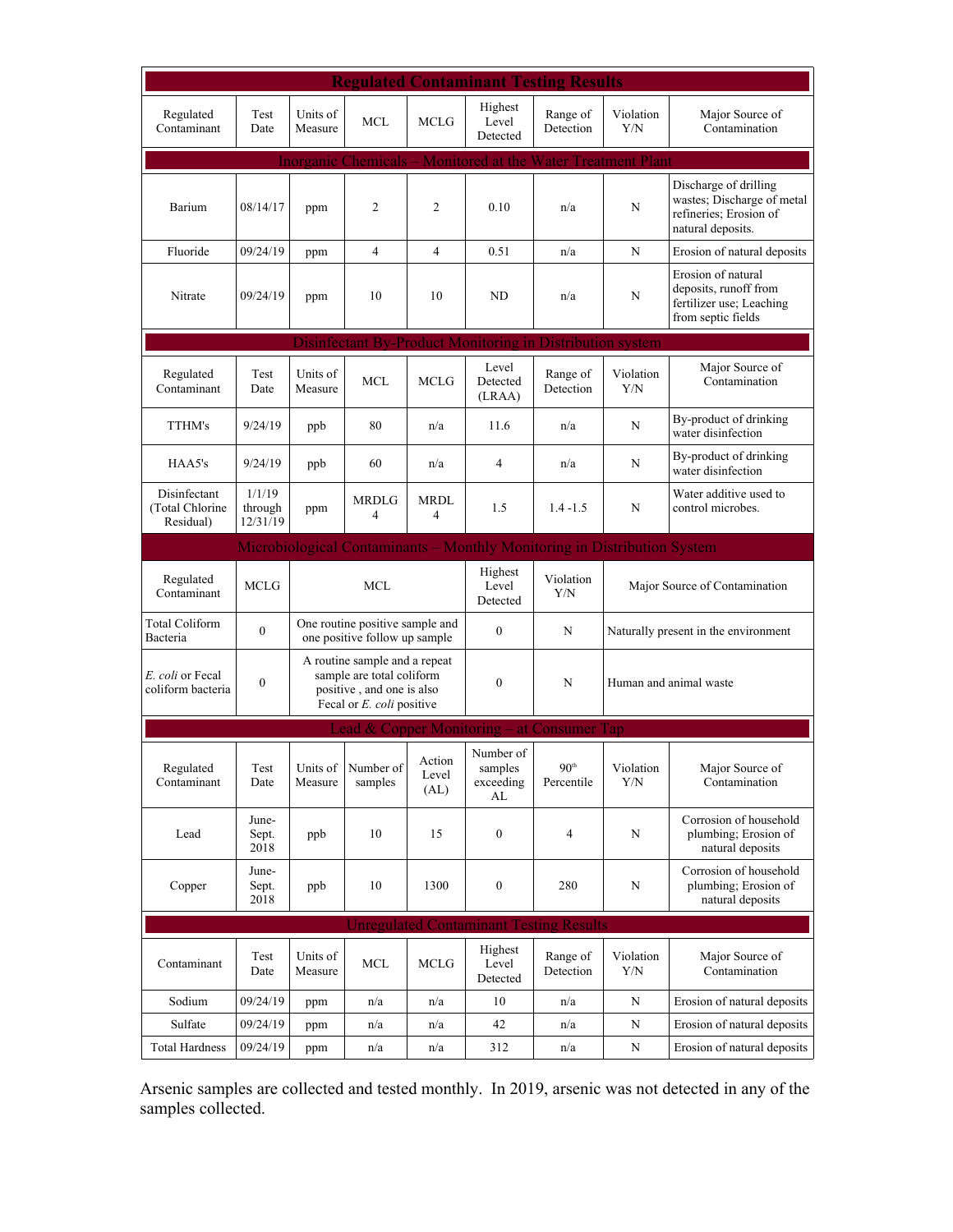| Regulated Contaminant Testing Results | | | | | | | | |
|---|---|---|---|---|---|---|---|---|
| Regulated Contaminant | Test Date | Units of Measure | MCL | MCLG | Highest Level Detected | Range of Detection | Violation Y/N | Major Source of Contamination |
| **Inorganic Chemicals – Monitored at the Water Treatment Plant** | | | | | | | | |
| Barium | 08/14/17 | ppm | 2 | 2 | 0.10 | n/a | N | Discharge of drilling wastes; Discharge of metal refineries; Erosion of natural deposits. |
| Fluoride | 09/24/19 | ppm | 4 | 4 | 0.51 | n/a | N | Erosion of natural deposits |
| Nitrate | 09/24/19 | ppm | 10 | 10 | ND | n/a | N | Erosion of natural deposits, runoff from fertilizer use; Leaching from septic fields |
| **Disinfectant By-Product Monitoring in Distribution system** | | | | | | | | |
| Regulated Contaminant | Test Date | Units of Measure | MCL | MCLG | Level Detected (LRAA) | Range of Detection | Violation Y/N | Major Source of Contamination |
| TTHM's | 9/24/19 | ppb | 80 | n/a | 11.6 | n/a | N | By-product of drinking water disinfection |
| HAA5's | 9/24/19 | ppb | 60 | n/a | 4 | n/a | N | By-product of drinking water disinfection |
| Disinfectant (Total Chlorine Residual) | 1/1/19 through 12/31/19 | ppm | MRDLG 4 | MRDL 4 | 1.5 | 1.4 -1.5 | N | Water additive used to control microbes. |

| Microbiological Contaminants – Monthly Monitoring in Distribution System | | | | | |
|---|---|---|---|---|---|
| Regulated Contaminant | MCLG | MCL | Highest Level Detected | Violation Y/N | Major Source of Contamination |
| Total Coliform Bacteria | 0 | One routine positive sample and one positive follow up sample | 0 | N | Naturally present in the environment |
| *E. coli* or Fecal coliform bacteria | 0 | A routine sample and a repeat sample are total coliform positive , and one is also Fecal or *E. coli* positive | 0 | N | Human and animal waste |

| Lead & Copper Monitoring – at Consumer Tap | | | | | | | | |
|---|---|---|---|---|---|---|---|---|
| Regulated Contaminant | Test Date | Units of Measure | Number of samples | Action Level (AL) | Number of samples exceeding AL | 90th Percentile | Violation Y/N | Major Source of Contamination |
| Lead | June-Sept. 2018 | ppb | 10 | 15 | 0 | 4 | N | Corrosion of household plumbing; Erosion of natural deposits |
| Copper | June-Sept. 2018 | ppb | 10 | 1300 | 0 | 280 | N | Corrosion of household plumbing; Erosion of natural deposits |
| **Unregulated Contaminant Testing Results** | | | | | | | | |
| Contaminant | Test Date | Units of Measure | MCL | MCLG | Highest Level Detected | Range of Detection | Violation Y/N | Major Source of Contamination |
| Sodium | 09/24/19 | ppm | n/a | n/a | 10 | n/a | N | Erosion of natural deposits |
| Sulfate | 09/24/19 | ppm | n/a | n/a | 42 | n/a | N | Erosion of natural deposits |
| Total Hardness | 09/24/19 | ppm | n/a | n/a | 312 | n/a | N | Erosion of natural deposits |

Arsenic samples are collected and tested monthly. In 2019, arsenic was not detected in any of the samples collected.